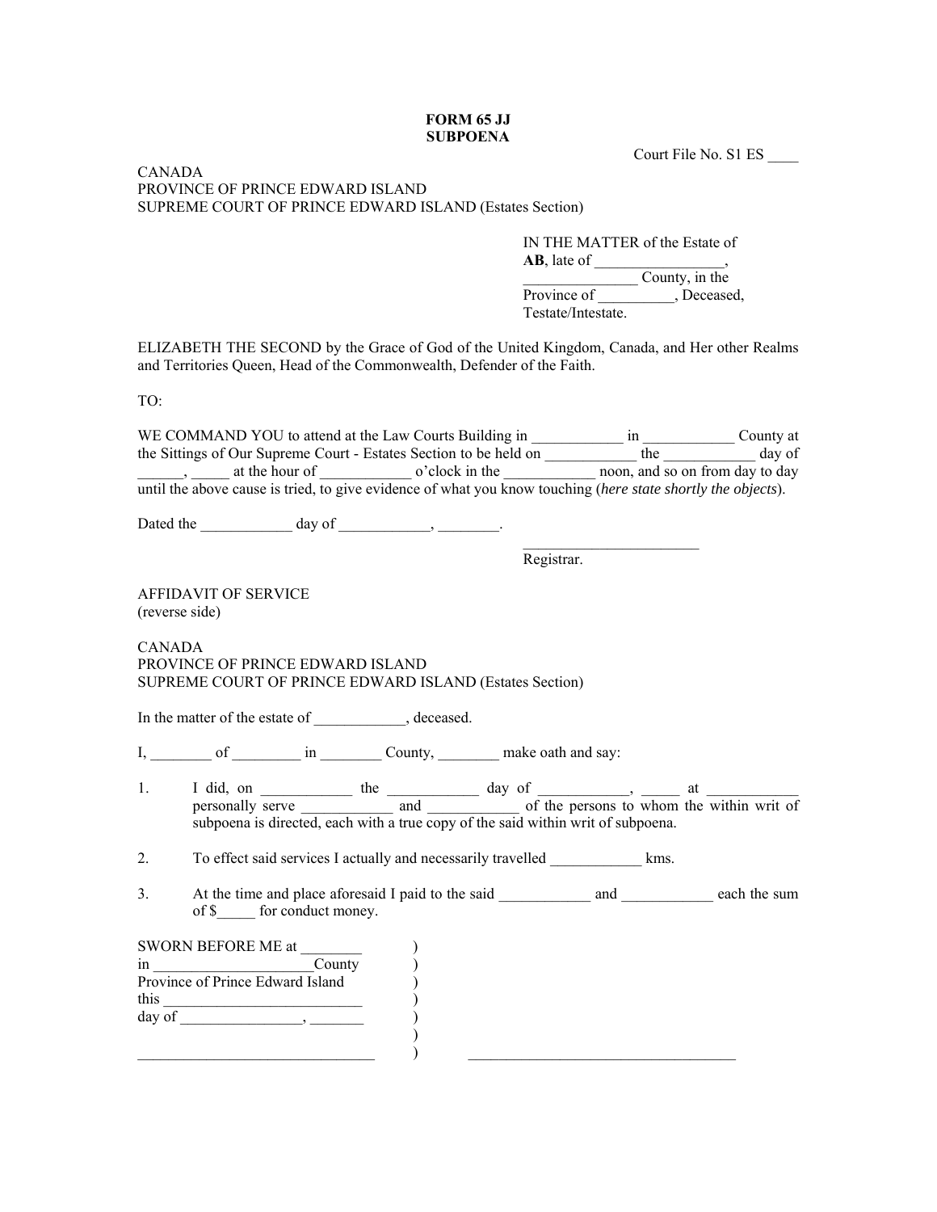**FORM 65 JJ**
**SUBPOENA**

Court File No. S1 ES ____

CANADA
PROVINCE OF PRINCE EDWARD ISLAND
SUPREME COURT OF PRINCE EDWARD ISLAND (Estates Section)

IN THE MATTER of the Estate of **AB**, late of _________________, _______________ County, in the Province of __________, Deceased, Testate/Intestate.

ELIZABETH THE SECOND by the Grace of God of the United Kingdom, Canada, and Her other Realms and Territories Queen, Head of the Commonwealth, Defender of the Faith.

TO:

WE COMMAND YOU to attend at the Law Courts Building in ____________ in ____________ County at the Sittings of Our Supreme Court - Estates Section to be held on ____________ the ____________ day of ______, _____ at the hour of ____________ o'clock in the ____________ noon, and so on from day to day until the above cause is tried, to give evidence of what you know touching (*here state shortly the objects*).

Dated the ____________ day of ____________, ________.

_______________________
Registrar.

AFFIDAVIT OF SERVICE
(reverse side)

CANADA
PROVINCE OF PRINCE EDWARD ISLAND
SUPREME COURT OF PRINCE EDWARD ISLAND (Estates Section)

In the matter of the estate of ____________, deceased.

I, ________ of _________ in ________ County, ________ make oath and say:

1. I did, on ____________ the ____________ day of ____________, _____ at ____________ personally serve ____________ and ____________ of the persons to whom the within writ of subpoena is directed, each with a true copy of the said within writ of subpoena.

2. To effect said services I actually and necessarily travelled ____________ kms.

3. At the time and place aforesaid I paid to the said ____________ and ____________ each the sum of $_____ for conduct money.

SWORN BEFORE ME at ________ )
in _____________________County )
Province of Prince Edward Island )
this __________________________ )
day of ________________, _______ )
)
________________________________ ) ____________________________________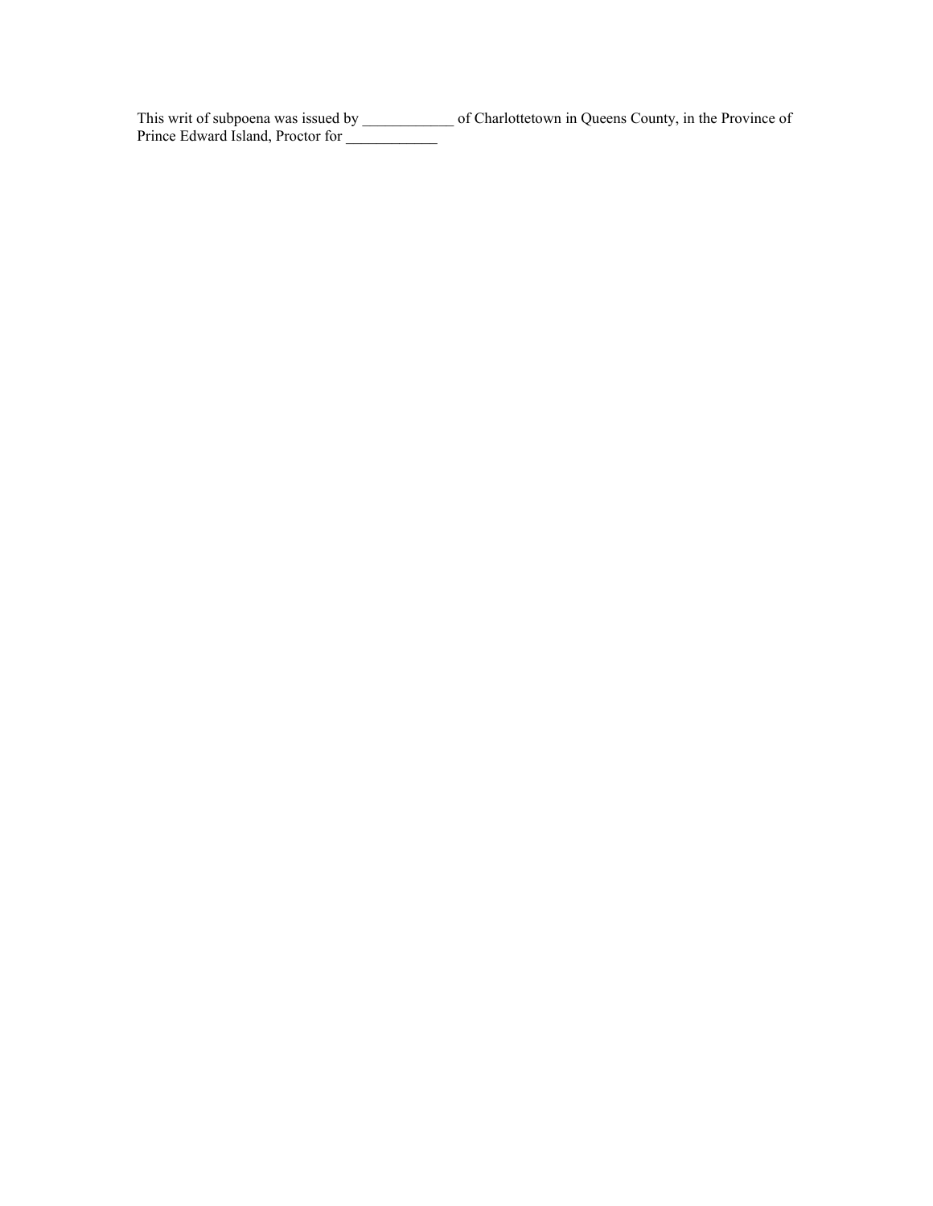This writ of subpoena was issued by ____________ of Charlottetown in Queens County, in the Province of Prince Edward Island, Proctor for ____________